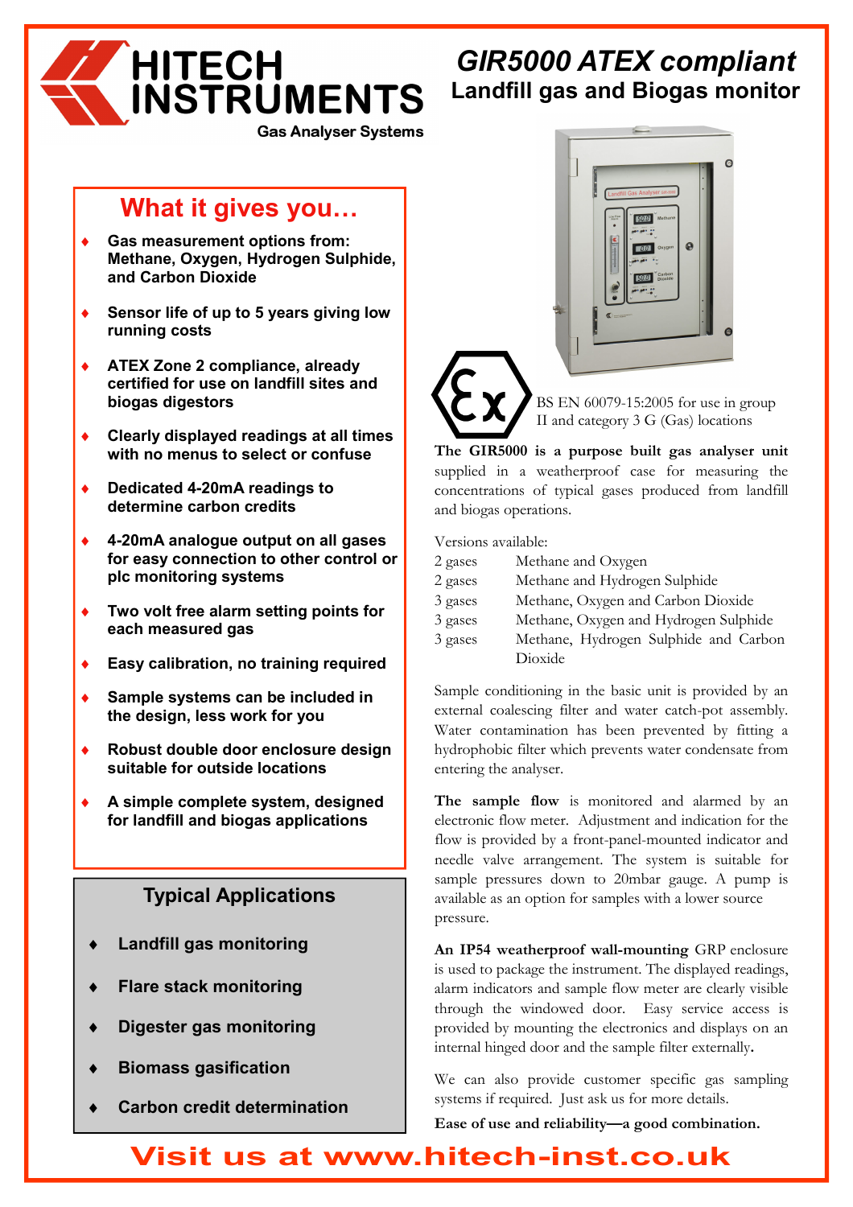# HITECH INSTRUMENTS

Gas Analyser Systems

# *GIR5000 ATEX compliant*

## Landfill gas and Biogas monitor

## What it gives you…

- Gas measurement options from: Methane, Oxygen, Hydrogen Sulphide, and Carbon Dioxide
- Sensor life of up to 5 years giving low running costs
- ATEX Zone 2 compliance, already certified for use on landfill sites and biogas digestors
- Clearly displayed readings at all times with no menus to select or confuse
- Dedicated 4-20mA readings to determine carbon credits
- 4-20mA analogue output on all gases for easy connection to other control or plc monitoring systems
- Two volt free alarm setting points for each measured gas
- Easy calibration, no training required
- Sample systems can be included in the design, less work for you
- Robust double door enclosure design suitable for outside locations
- A simple complete system, designed for landfill and biogas applications

## Typical Applications

- Landfill gas monitoring
- Flare stack monitoring
- Digester gas monitoring
- Biomass gasification
- Carbon credit determination

BS EN 60079-15:2005 for use in group II and category 3 G (Gas) locations

**The GIR5000 is a purpose built gas analyser unit** supplied in a weatherproof case for measuring the concentrations of typical gases produced from landfill and biogas operations.

Versions available:

| | |
|---|---|
| 2 gases | Methane and Oxygen |
| 2 gases | Methane and Hydrogen Sulphide |
| 3 gases | Methane, Oxygen and Carbon Dioxide |
| 3 gases | Methane, Oxygen and Hydrogen Sulphide |
| 3 gases | Methane, Hydrogen Sulphide and Carbon Dioxide |

Sample conditioning in the basic unit is provided by an external coalescing filter and water catch-pot assembly. Water contamination has been prevented by fitting a hydrophobic filter which prevents water condensate from entering the analyser.

**The sample flow** is monitored and alarmed by an electronic flow meter. Adjustment and indication for the flow is provided by a front-panel-mounted indicator and needle valve arrangement. The system is suitable for sample pressures down to 20mbar gauge. A pump is available as an option for samples with a lower source pressure.

**An IP54 weatherproof wall-mounting** GRP enclosure is used to package the instrument. The displayed readings, alarm indicators and sample flow meter are clearly visible through the windowed door. Easy service access is provided by mounting the electronics and displays on an internal hinged door and the sample filter externally**.**

We can also provide customer specific gas sampling systems if required. Just ask us for more details.

**Ease of use and reliability—a good combination.**

**Visit us at www.hitech-inst.co.uk**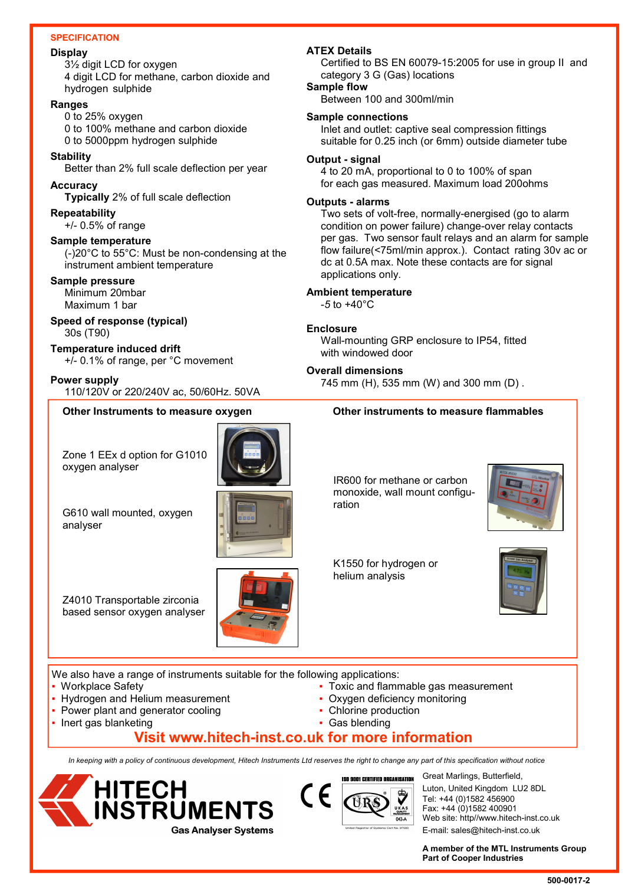## SPECIFICATION

**Display**
3½ digit LCD for oxygen
4 digit LCD for methane, carbon dioxide and hydrogen sulphide

**Ranges**
0 to 25% oxygen
0 to 100% methane and carbon dioxide
0 to 5000ppm hydrogen sulphide

**Stability**
Better than 2% full scale deflection per year

**Accuracy**
**Typically** 2% of full scale deflection

**Repeatability**
+/- 0.5% of range

**Sample temperature**
(-)20°C to 55°C: Must be non-condensing at the instrument ambient temperature

**Sample pressure**
Minimum 20mbar
Maximum 1 bar

**Speed of response (typical)**
30s (T90)

**Temperature induced drift**
+/- 0.1% of range, per °C movement

**Power supply**
110/120V or 220/240V ac, 50/60Hz. 50VA

**ATEX Details**
Certified to BS EN 60079-15:2005 for use in group II and category 3 G (Gas) locations

**Sample flow**
Between 100 and 300ml/min

**Sample connections**
Inlet and outlet: captive seal compression fittings suitable for 0.25 inch (or 6mm) outside diameter tube

**Output - signal**
4 to 20 mA, proportional to 0 to 100% of span for each gas measured. Maximum load 200ohms

**Outputs - alarms**
Two sets of volt-free, normally-energised (go to alarm condition on power failure) change-over relay contacts per gas. Two sensor fault relays and an alarm for sample flow failure(<75ml/min approx.). Contact rating 30v ac or dc at 0.5A max. Note these contacts are for signal applications only.

**Ambient temperature**
-5 to +40°C

**Enclosure**
Wall-mounting GRP enclosure to IP54, fitted with windowed door

**Overall dimensions**
745 mm (H), 535 mm (W) and 300 mm (D) .

### Other Instruments to measure oxygen

Zone 1 EEx d option for G1010 oxygen analyser

G610 wall mounted, oxygen analyser

Z4010 Transportable zirconia based sensor oxygen analyser

### Other instruments to measure flammables

IR600 for methane or carbon monoxide, wall mount configuration

K1550 for hydrogen or helium analysis

We also have a range of instruments suitable for the following applications:

- Workplace Safety
- Hydrogen and Helium measurement
- Power plant and generator cooling
- Inert gas blanketing
- Toxic and flammable gas measurement
- Oxygen deficiency monitoring
- Chlorine production
- Gas blending

**Visit www.hitech-inst.co.uk for more information**

*In keeping with a policy of continuous development, Hitech Instruments Ltd reserves the right to change any part of this specification without notice*

HITECH INSTRUMENTS
Gas Analyser Systems

ISO 9001 CERTIFIED ORGANISATION

Great Marlings, Butterfield,
Luton, United Kingdom LU2 8DL
Tel: +44 (0)1582 456900
Fax: +44 (0)1582 400901
Web site: http//www.hitech-inst.co.uk
E-mail: sales@hitech-inst.co.uk

**A member of the MTL Instruments Group**
**Part of Cooper Industries**

500-0017-2